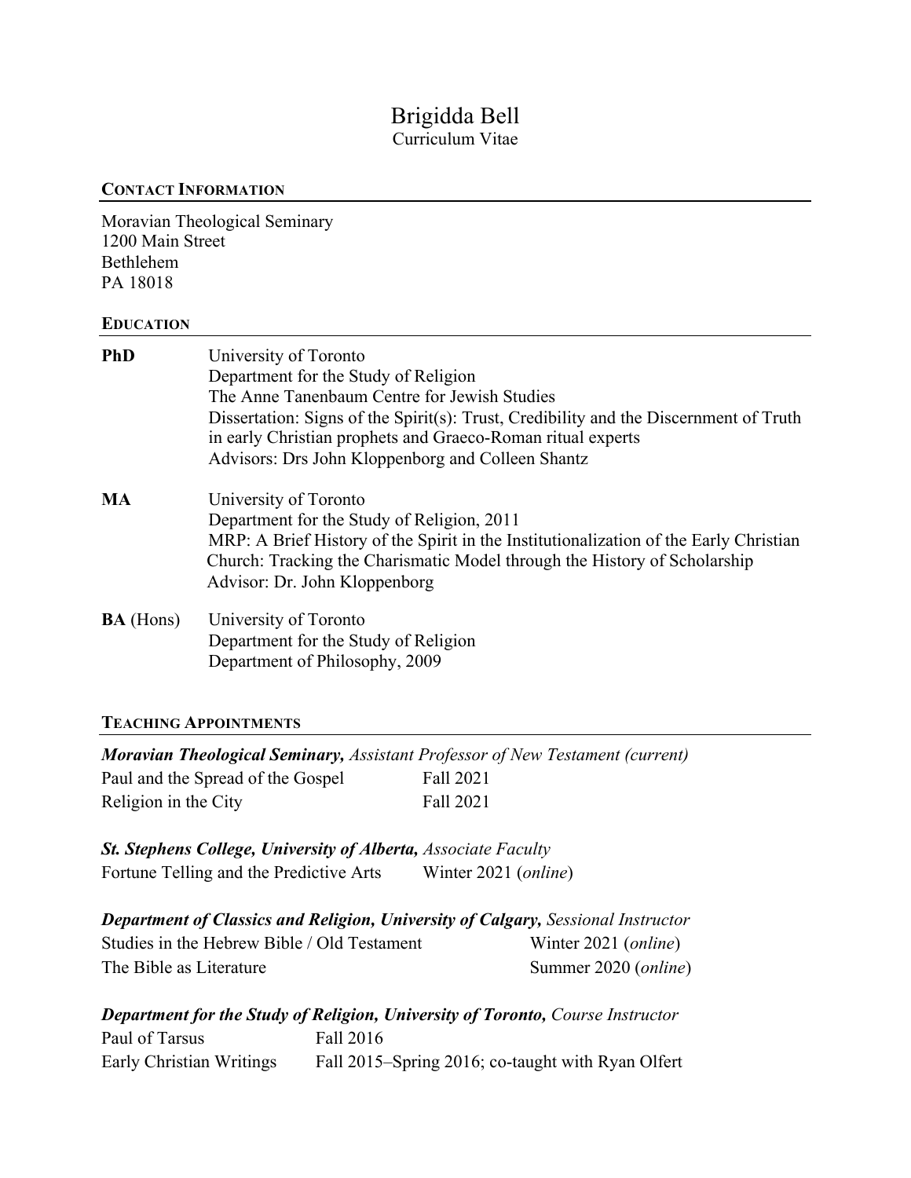# Brigidda Bell

Curriculum Vitae

## CONTACT INFORMATION

Moravian Theological Seminary
1200 Main Street
Bethlehem
PA 18018

## EDUCATION

**PhD** University of Toronto
Department for the Study of Religion
The Anne Tanenbaum Centre for Jewish Studies
Dissertation: Signs of the Spirit(s): Trust, Credibility and the Discernment of Truth in early Christian prophets and Graeco-Roman ritual experts
Advisors: Drs John Kloppenborg and Colleen Shantz

**MA** University of Toronto
Department for the Study of Religion, 2011
MRP: A Brief History of the Spirit in the Institutionalization of the Early Christian Church: Tracking the Charismatic Model through the History of Scholarship
Advisor: Dr. John Kloppenborg

**BA** (Hons) University of Toronto
Department for the Study of Religion
Department of Philosophy, 2009

## TEACHING APPOINTMENTS

***Moravian Theological Seminary,*** *Assistant Professor of New Testament (current)*

| | |
|---|---|
| Paul and the Spread of the Gospel | Fall 2021 |
| Religion in the City | Fall 2021 |

***St. Stephens College, University of Alberta,*** *Associate Faculty*

| | |
|---|---|
| Fortune Telling and the Predictive Arts | Winter 2021 (*online*) |

***Department of Classics and Religion, University of Calgary,*** *Sessional Instructor*

| | |
|---|---|
| Studies in the Hebrew Bible / Old Testament | Winter 2021 (*online*) |
| The Bible as Literature | Summer 2020 (*online*) |

***Department for the Study of Religion, University of Toronto,*** *Course Instructor*

| | |
|---|---|
| Paul of Tarsus | Fall 2016 |
| Early Christian Writings | Fall 2015–Spring 2016; co-taught with Ryan Olfert |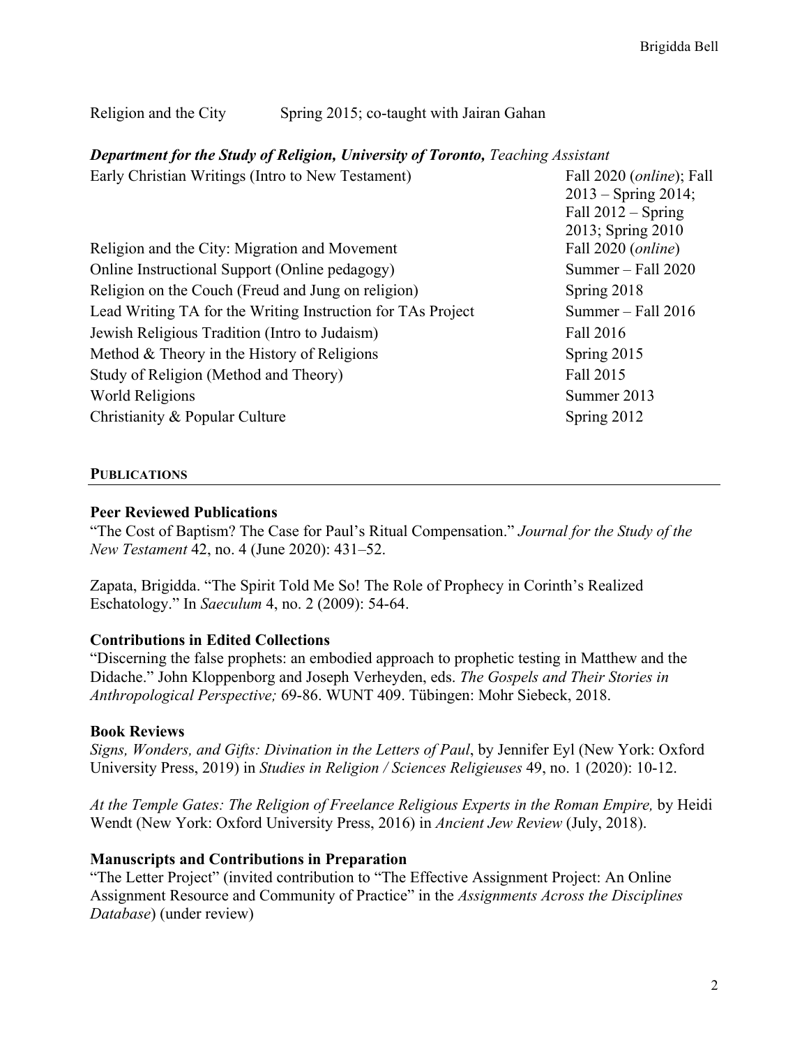| | |
|---|---|
| Religion and the City | Spring 2015; co-taught with Jairan Gahan |

***Department for the Study of Religion, University of Toronto,*** *Teaching Assistant*

| | |
|---|---|
| Early Christian Writings (Intro to New Testament) | Fall 2020 (*online*); Fall 2013 – Spring 2014; Fall 2012 – Spring 2013; Spring 2010 |
| Religion and the City: Migration and Movement | Fall 2020 (*online*) |
| Online Instructional Support (Online pedagogy) | Summer – Fall 2020 |
| Religion on the Couch (Freud and Jung on religion) | Spring 2018 |
| Lead Writing TA for the Writing Instruction for TAs Project | Summer – Fall 2016 |
| Jewish Religious Tradition (Intro to Judaism) | Fall 2016 |
| Method & Theory in the History of Religions | Spring 2015 |
| Study of Religion (Method and Theory) | Fall 2015 |
| World Religions | Summer 2013 |
| Christianity & Popular Culture | Spring 2012 |

## PUBLICATIONS

### Peer Reviewed Publications

"The Cost of Baptism? The Case for Paul's Ritual Compensation." *Journal for the Study of the New Testament* 42, no. 4 (June 2020): 431–52.

Zapata, Brigidda. "The Spirit Told Me So! The Role of Prophecy in Corinth's Realized Eschatology." In *Saeculum* 4, no. 2 (2009): 54-64.

### Contributions in Edited Collections

"Discerning the false prophets: an embodied approach to prophetic testing in Matthew and the Didache." John Kloppenborg and Joseph Verheyden, eds. *The Gospels and Their Stories in Anthropological Perspective;* 69-86. WUNT 409. Tübingen: Mohr Siebeck, 2018.

### Book Reviews

*Signs, Wonders, and Gifts: Divination in the Letters of Paul*, by Jennifer Eyl (New York: Oxford University Press, 2019) in *Studies in Religion / Sciences Religieuses* 49, no. 1 (2020): 10-12.

*At the Temple Gates: The Religion of Freelance Religious Experts in the Roman Empire,* by Heidi Wendt (New York: Oxford University Press, 2016) in *Ancient Jew Review* (July, 2018).

### Manuscripts and Contributions in Preparation

"The Letter Project" (invited contribution to "The Effective Assignment Project: An Online Assignment Resource and Community of Practice" in the *Assignments Across the Disciplines Database*) (under review)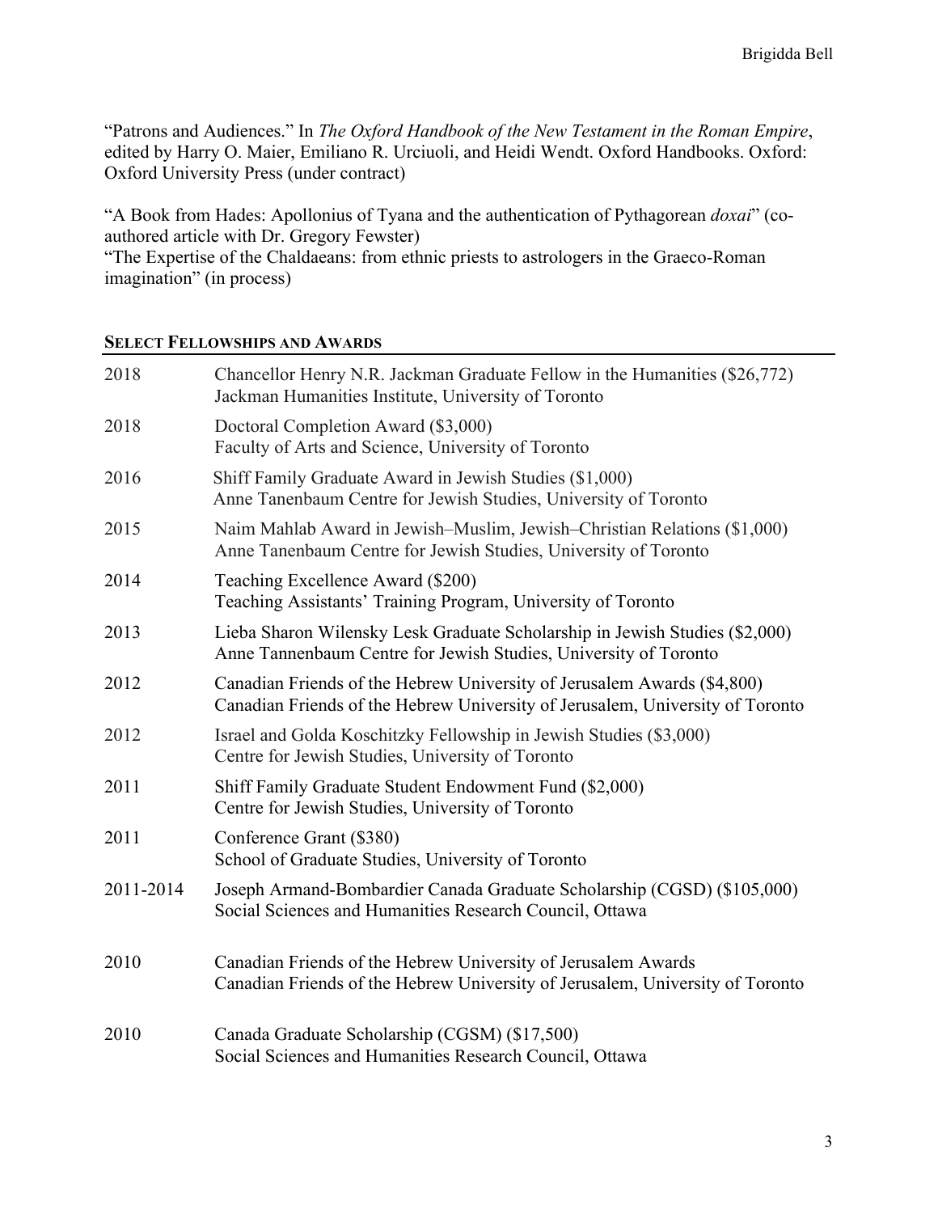"Patrons and Audiences." In *The Oxford Handbook of the New Testament in the Roman Empire*, edited by Harry O. Maier, Emiliano R. Urciuoli, and Heidi Wendt. Oxford Handbooks. Oxford: Oxford University Press (under contract)

"A Book from Hades: Apollonius of Tyana and the authentication of Pythagorean *doxai*" (co-authored article with Dr. Gregory Fewster)
"The Expertise of the Chaldaeans: from ethnic priests to astrologers in the Graeco-Roman imagination" (in process)

## SELECT FELLOWSHIPS AND AWARDS

| | |
|---|---|
| 2018 | Chancellor Henry N.R. Jackman Graduate Fellow in the Humanities ($26,772)<br>Jackman Humanities Institute, University of Toronto |
| 2018 | Doctoral Completion Award ($3,000)<br>Faculty of Arts and Science, University of Toronto |
| 2016 | Shiff Family Graduate Award in Jewish Studies ($1,000)<br>Anne Tanenbaum Centre for Jewish Studies, University of Toronto |
| 2015 | Naim Mahlab Award in Jewish–Muslim, Jewish–Christian Relations ($1,000)<br>Anne Tanenbaum Centre for Jewish Studies, University of Toronto |
| 2014 | Teaching Excellence Award ($200)<br>Teaching Assistants' Training Program, University of Toronto |
| 2013 | Lieba Sharon Wilensky Lesk Graduate Scholarship in Jewish Studies ($2,000)<br>Anne Tannenbaum Centre for Jewish Studies, University of Toronto |
| 2012 | Canadian Friends of the Hebrew University of Jerusalem Awards ($4,800)<br>Canadian Friends of the Hebrew University of Jerusalem, University of Toronto |
| 2012 | Israel and Golda Koschitzky Fellowship in Jewish Studies ($3,000)<br>Centre for Jewish Studies, University of Toronto |
| 2011 | Shiff Family Graduate Student Endowment Fund ($2,000)<br>Centre for Jewish Studies, University of Toronto |
| 2011 | Conference Grant ($380)<br>School of Graduate Studies, University of Toronto |
| 2011-2014 | Joseph Armand-Bombardier Canada Graduate Scholarship (CGSD) ($105,000)<br>Social Sciences and Humanities Research Council, Ottawa |
| 2010 | Canadian Friends of the Hebrew University of Jerusalem Awards<br>Canadian Friends of the Hebrew University of Jerusalem, University of Toronto |
| 2010 | Canada Graduate Scholarship (CGSM) ($17,500)<br>Social Sciences and Humanities Research Council, Ottawa |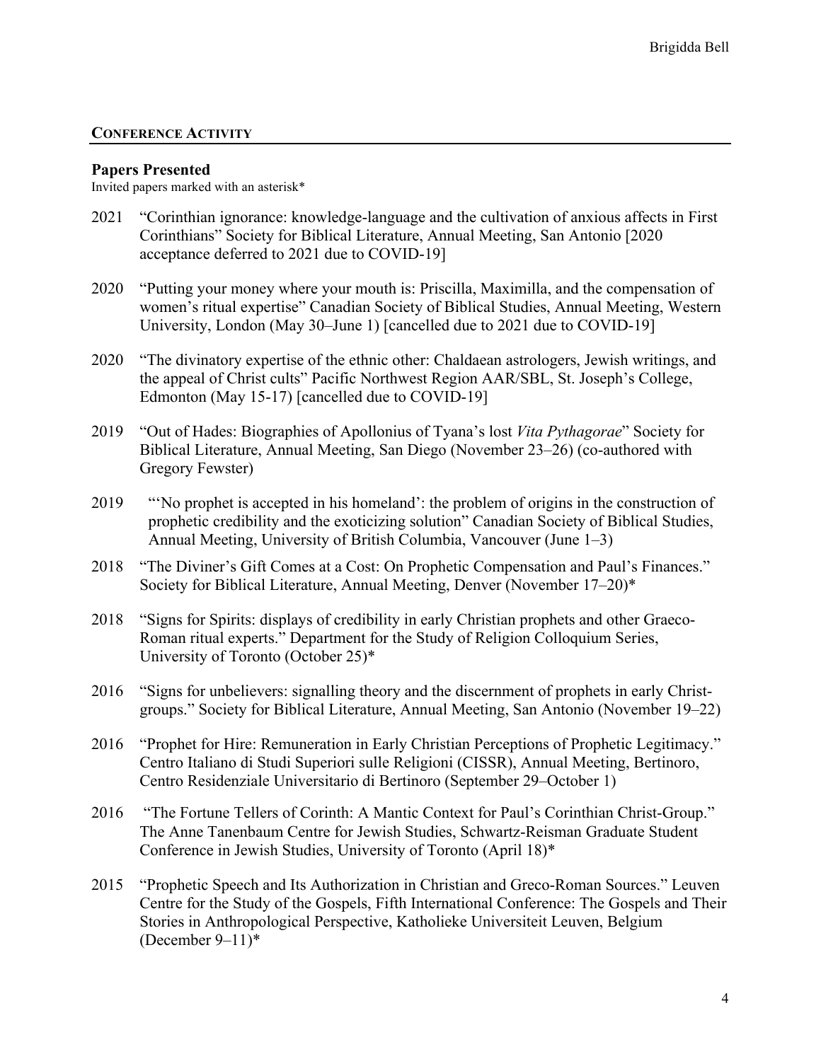## CONFERENCE ACTIVITY

### Papers Presented

Invited papers marked with an asterisk*

2021 "Corinthian ignorance: knowledge-language and the cultivation of anxious affects in First Corinthians" Society for Biblical Literature, Annual Meeting, San Antonio [2020 acceptance deferred to 2021 due to COVID-19]

2020 "Putting your money where your mouth is: Priscilla, Maximilla, and the compensation of women's ritual expertise" Canadian Society of Biblical Studies, Annual Meeting, Western University, London (May 30–June 1) [cancelled due to 2021 due to COVID-19]

2020 "The divinatory expertise of the ethnic other: Chaldaean astrologers, Jewish writings, and the appeal of Christ cults" Pacific Northwest Region AAR/SBL, St. Joseph's College, Edmonton (May 15-17) [cancelled due to COVID-19]

2019 "Out of Hades: Biographies of Apollonius of Tyana's lost *Vita Pythagorae*" Society for Biblical Literature, Annual Meeting, San Diego (November 23–26) (co-authored with Gregory Fewster)

2019 "'No prophet is accepted in his homeland': the problem of origins in the construction of prophetic credibility and the exoticizing solution" Canadian Society of Biblical Studies, Annual Meeting, University of British Columbia, Vancouver (June 1–3)

2018 "The Diviner's Gift Comes at a Cost: On Prophetic Compensation and Paul's Finances." Society for Biblical Literature, Annual Meeting, Denver (November 17–20)*

2018 "Signs for Spirits: displays of credibility in early Christian prophets and other Graeco-Roman ritual experts." Department for the Study of Religion Colloquium Series, University of Toronto (October 25)*

2016 "Signs for unbelievers: signalling theory and the discernment of prophets in early Christ-groups." Society for Biblical Literature, Annual Meeting, San Antonio (November 19–22)

2016 "Prophet for Hire: Remuneration in Early Christian Perceptions of Prophetic Legitimacy." Centro Italiano di Studi Superiori sulle Religioni (CISSR), Annual Meeting, Bertinoro, Centro Residenziale Universitario di Bertinoro (September 29–October 1)

2016 "The Fortune Tellers of Corinth: A Mantic Context for Paul's Corinthian Christ-Group." The Anne Tanenbaum Centre for Jewish Studies, Schwartz-Reisman Graduate Student Conference in Jewish Studies, University of Toronto (April 18)*

2015 "Prophetic Speech and Its Authorization in Christian and Greco-Roman Sources." Leuven Centre for the Study of the Gospels, Fifth International Conference: The Gospels and Their Stories in Anthropological Perspective, Katholieke Universiteit Leuven, Belgium (December 9–11)*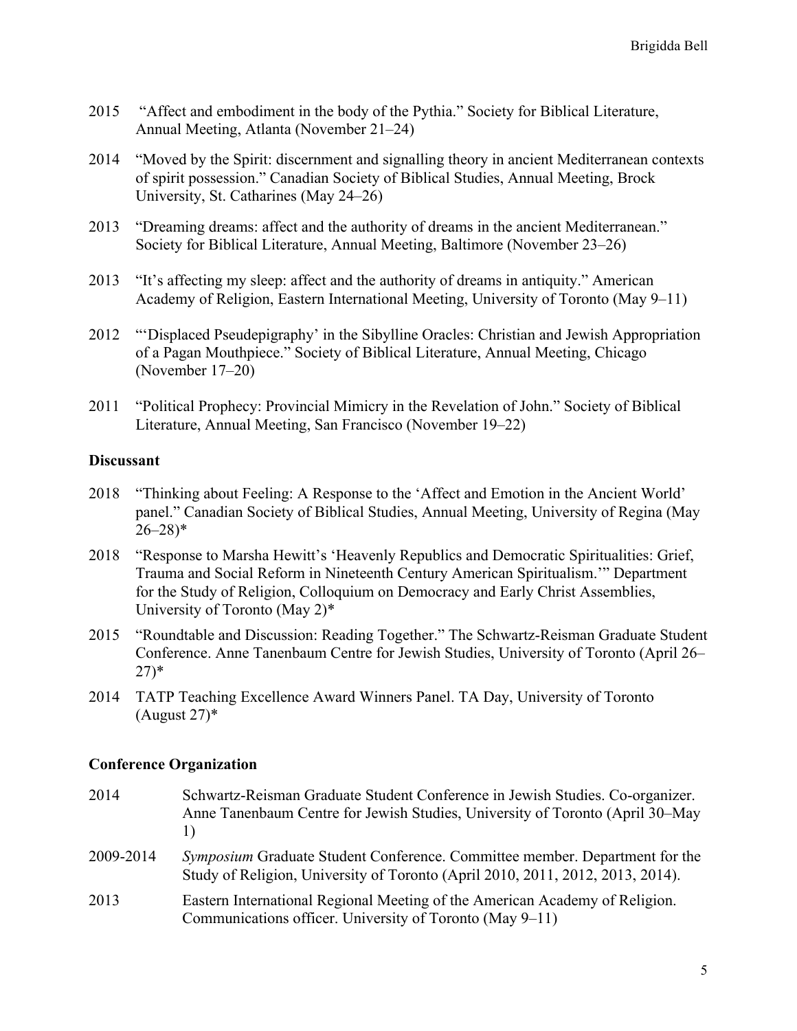2015 "Affect and embodiment in the body of the Pythia." Society for Biblical Literature, Annual Meeting, Atlanta (November 21–24)

2014 "Moved by the Spirit: discernment and signalling theory in ancient Mediterranean contexts of spirit possession." Canadian Society of Biblical Studies, Annual Meeting, Brock University, St. Catharines (May 24–26)

2013 "Dreaming dreams: affect and the authority of dreams in the ancient Mediterranean." Society for Biblical Literature, Annual Meeting, Baltimore (November 23–26)

2013 "It's affecting my sleep: affect and the authority of dreams in antiquity." American Academy of Religion, Eastern International Meeting, University of Toronto (May 9–11)

2012 "'Displaced Pseudepigraphy' in the Sibylline Oracles: Christian and Jewish Appropriation of a Pagan Mouthpiece." Society of Biblical Literature, Annual Meeting, Chicago (November 17–20)

2011 "Political Prophecy: Provincial Mimicry in the Revelation of John." Society of Biblical Literature, Annual Meeting, San Francisco (November 19–22)

**Discussant**

2018 "Thinking about Feeling: A Response to the 'Affect and Emotion in the Ancient World' panel." Canadian Society of Biblical Studies, Annual Meeting, University of Regina (May 26–28)*

2018 "Response to Marsha Hewitt's 'Heavenly Republics and Democratic Spiritualities: Grief, Trauma and Social Reform in Nineteenth Century American Spiritualism.'" Department for the Study of Religion, Colloquium on Democracy and Early Christ Assemblies, University of Toronto (May 2)*

2015 "Roundtable and Discussion: Reading Together." The Schwartz-Reisman Graduate Student Conference. Anne Tanenbaum Centre for Jewish Studies, University of Toronto (April 26–27)*

2014 TATP Teaching Excellence Award Winners Panel. TA Day, University of Toronto (August 27)*

**Conference Organization**

2014 Schwartz-Reisman Graduate Student Conference in Jewish Studies. Co-organizer. Anne Tanenbaum Centre for Jewish Studies, University of Toronto (April 30–May 1)

2009-2014 *Symposium* Graduate Student Conference. Committee member. Department for the Study of Religion, University of Toronto (April 2010, 2011, 2012, 2013, 2014).

2013 Eastern International Regional Meeting of the American Academy of Religion. Communications officer. University of Toronto (May 9–11)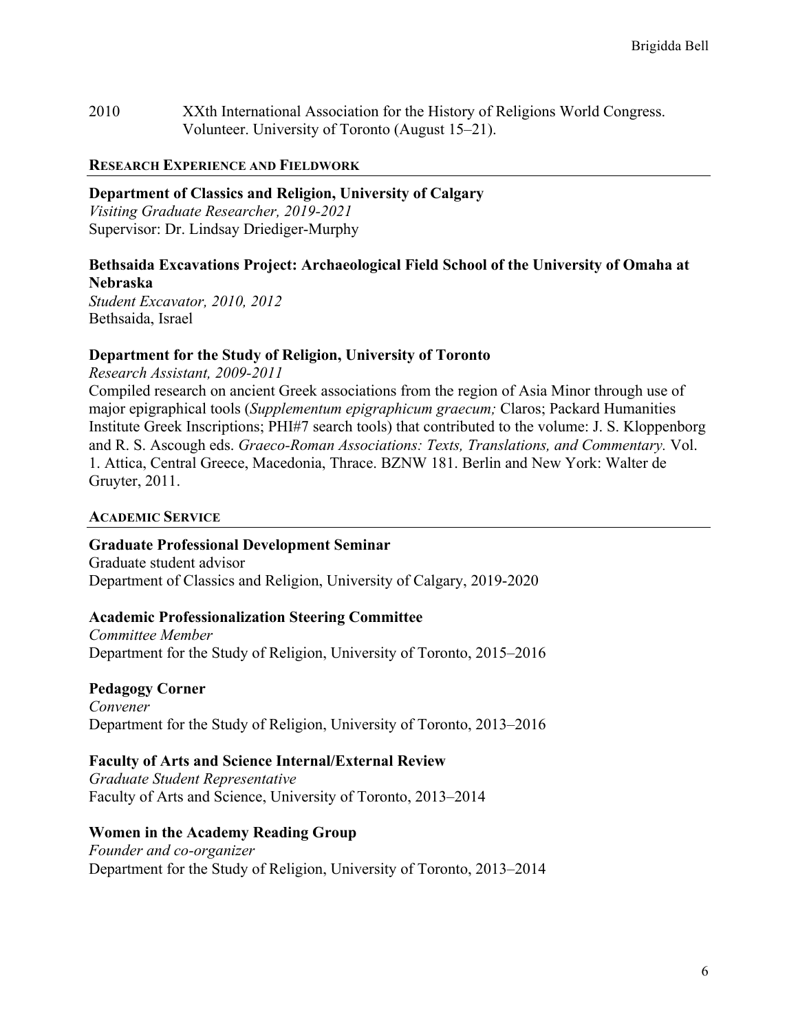2010 XXth International Association for the History of Religions World Congress. Volunteer. University of Toronto (August 15–21).

## RESEARCH EXPERIENCE AND FIELDWORK

**Department of Classics and Religion, University of Calgary**
*Visiting Graduate Researcher, 2019-2021*
Supervisor: Dr. Lindsay Driediger-Murphy

**Bethsaida Excavations Project: Archaeological Field School of the University of Omaha at Nebraska**
*Student Excavator, 2010, 2012*
Bethsaida, Israel

**Department for the Study of Religion, University of Toronto**
*Research Assistant, 2009-2011*
Compiled research on ancient Greek associations from the region of Asia Minor through use of major epigraphical tools (*Supplementum epigraphicum graecum;* Claros; Packard Humanities Institute Greek Inscriptions; PHI#7 search tools) that contributed to the volume: J. S. Kloppenborg and R. S. Ascough eds. *Graeco-Roman Associations: Texts, Translations, and Commentary.* Vol. 1. Attica, Central Greece, Macedonia, Thrace. BZNW 181. Berlin and New York: Walter de Gruyter, 2011.

## ACADEMIC SERVICE

**Graduate Professional Development Seminar**
Graduate student advisor
Department of Classics and Religion, University of Calgary, 2019-2020

**Academic Professionalization Steering Committee**
*Committee Member*
Department for the Study of Religion, University of Toronto, 2015–2016

**Pedagogy Corner**
*Convener*
Department for the Study of Religion, University of Toronto, 2013–2016

**Faculty of Arts and Science Internal/External Review**
*Graduate Student Representative*
Faculty of Arts and Science, University of Toronto, 2013–2014

**Women in the Academy Reading Group**
*Founder and co-organizer*
Department for the Study of Religion, University of Toronto, 2013–2014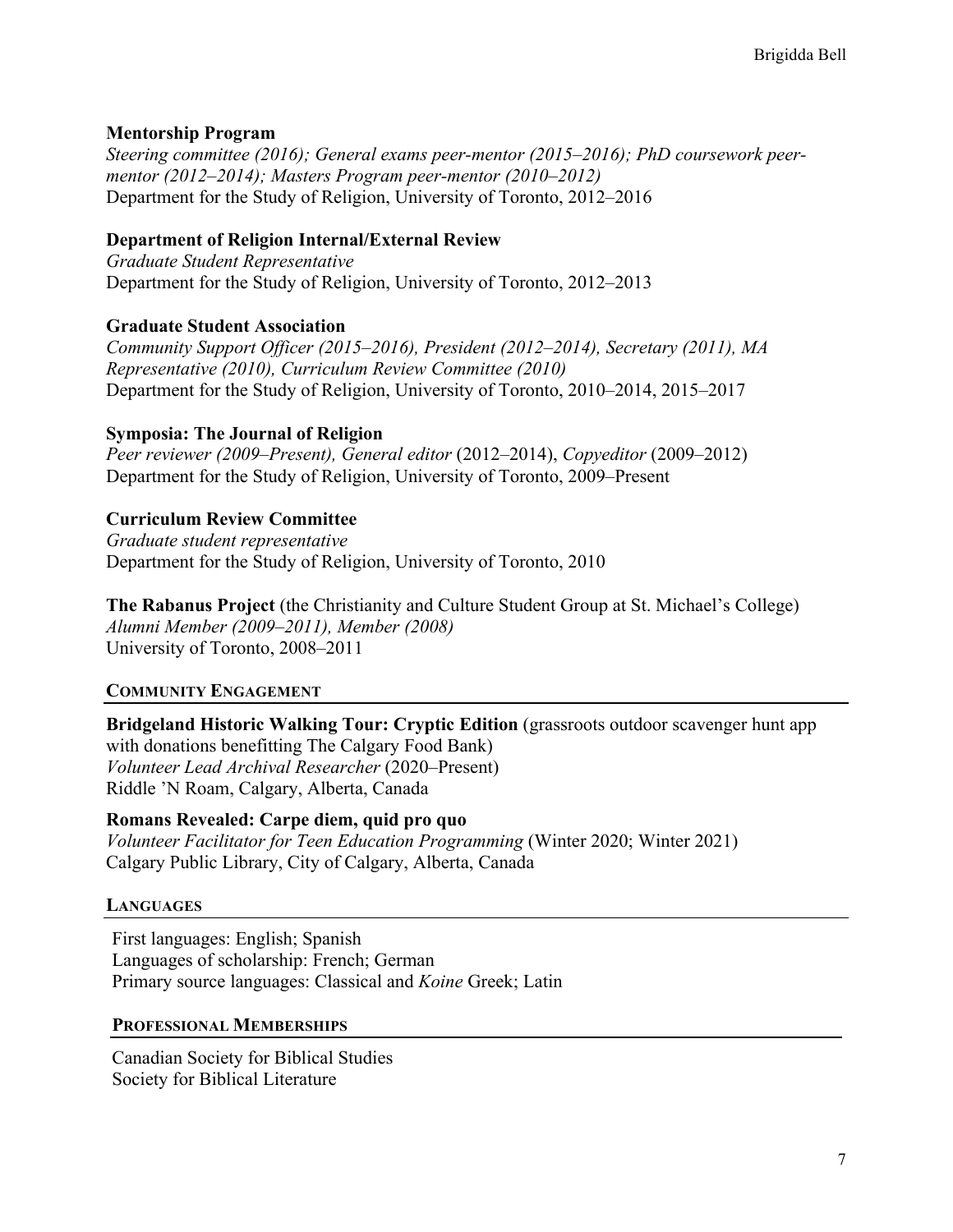**Mentorship Program**
*Steering committee (2016); General exams peer-mentor (2015–2016); PhD coursework peer-mentor (2012–2014); Masters Program peer-mentor (2010–2012)*
Department for the Study of Religion, University of Toronto, 2012–2016

**Department of Religion Internal/External Review**
*Graduate Student Representative*
Department for the Study of Religion, University of Toronto, 2012–2013

**Graduate Student Association**
*Community Support Officer (2015–2016), President (2012–2014), Secretary (2011), MA Representative (2010), Curriculum Review Committee (2010)*
Department for the Study of Religion, University of Toronto, 2010–2014, 2015–2017

**Symposia: The Journal of Religion**
*Peer reviewer (2009–Present), General editor* (2012–2014), *Copyeditor* (2009–2012)
Department for the Study of Religion, University of Toronto, 2009–Present

**Curriculum Review Committee**
*Graduate student representative*
Department for the Study of Religion, University of Toronto, 2010

**The Rabanus Project** (the Christianity and Culture Student Group at St. Michael's College)
*Alumni Member (2009–2011), Member (2008)*
University of Toronto, 2008–2011

## COMMUNITY ENGAGEMENT

**Bridgeland Historic Walking Tour: Cryptic Edition** (grassroots outdoor scavenger hunt app with donations benefitting The Calgary Food Bank)
*Volunteer Lead Archival Researcher* (2020–Present)
Riddle 'N Roam, Calgary, Alberta, Canada

**Romans Revealed: Carpe diem, quid pro quo**
*Volunteer Facilitator for Teen Education Programming* (Winter 2020; Winter 2021)
Calgary Public Library, City of Calgary, Alberta, Canada

## LANGUAGES

First languages: English; Spanish
Languages of scholarship: French; German
Primary source languages: Classical and *Koine* Greek; Latin

## PROFESSIONAL MEMBERSHIPS

Canadian Society for Biblical Studies
Society for Biblical Literature